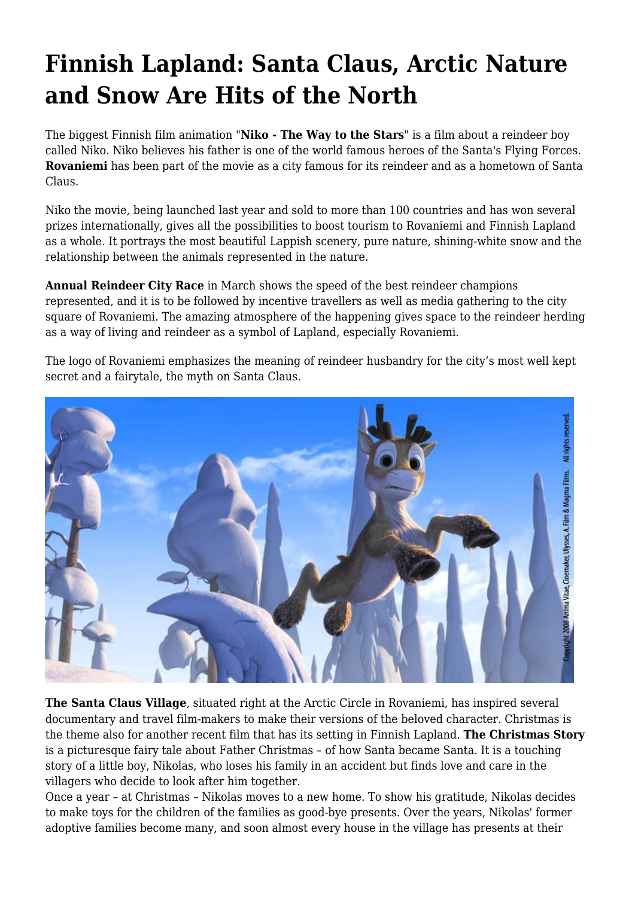# Finnish Lapland: Santa Claus, Arctic Nature and Snow Are Hits of the North

The biggest Finnish film animation "**Niko - The Way to the Stars**" is a film about a reindeer boy called Niko. Niko believes his father is one of the world famous heroes of the Santa's Flying Forces. **Rovaniemi** has been part of the movie as a city famous for its reindeer and as a hometown of Santa Claus.

Niko the movie, being launched last year and sold to more than 100 countries and has won several prizes internationally, gives all the possibilities to boost tourism to Rovaniemi and Finnish Lapland as a whole. It portrays the most beautiful Lappish scenery, pure nature, shining-white snow and the relationship between the animals represented in the nature.

**Annual Reindeer City Race** in March shows the speed of the best reindeer champions represented, and it is to be followed by incentive travellers as well as media gathering to the city square of Rovaniemi. The amazing atmosphere of the happening gives space to the reindeer herding as a way of living and reindeer as a symbol of Lapland, especially Rovaniemi.

The logo of Rovaniemi emphasizes the meaning of reindeer husbandry for the city's most well kept secret and a fairytale, the myth on Santa Claus.

**The Santa Claus Village**, situated right at the Arctic Circle in Rovaniemi, has inspired several documentary and travel film-makers to make their versions of the beloved character. Christmas is the theme also for another recent film that has its setting in Finnish Lapland. **The Christmas Story** is a picturesque fairy tale about Father Christmas – of how Santa became Santa. It is a touching story of a little boy, Nikolas, who loses his family in an accident but finds love and care in the villagers who decide to look after him together.

Once a year – at Christmas – Nikolas moves to a new home. To show his gratitude, Nikolas decides to make toys for the children of the families as good-bye presents. Over the years, Nikolas' former adoptive families become many, and soon almost every house in the village has presents at their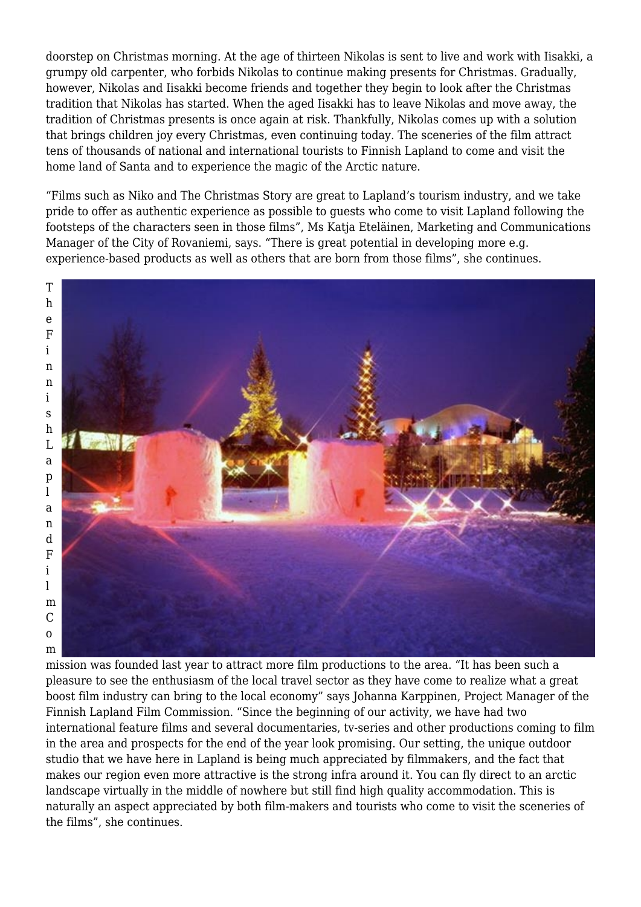doorstep on Christmas morning. At the age of thirteen Nikolas is sent to live and work with Iisakki, a grumpy old carpenter, who forbids Nikolas to continue making presents for Christmas. Gradually, however, Nikolas and Iisakki become friends and together they begin to look after the Christmas tradition that Nikolas has started. When the aged Iisakki has to leave Nikolas and move away, the tradition of Christmas presents is once again at risk. Thankfully, Nikolas comes up with a solution that brings children joy every Christmas, even continuing today. The sceneries of the film attract tens of thousands of national and international tourists to Finnish Lapland to come and visit the home land of Santa and to experience the magic of the Arctic nature.

"Films such as Niko and The Christmas Story are great to Lapland's tourism industry, and we take pride to offer as authentic experience as possible to guests who come to visit Lapland following the footsteps of the characters seen in those films", Ms Katja Eteläinen, Marketing and Communications Manager of the City of Rovaniemi, says. "There is great potential in developing more e.g. experience-based products as well as others that are born from those films", she continues.

The Finnish Lapland Film Commission was founded last year to attract more film productions to the area. "It has been such a pleasure to see the enthusiasm of the local travel sector as they have come to realize what a great boost film industry can bring to the local economy" says Johanna Karppinen, Project Manager of the Finnish Lapland Film Commission. "Since the beginning of our activity, we have had two international feature films and several documentaries, tv-series and other productions coming to film in the area and prospects for the end of the year look promising. Our setting, the unique outdoor studio that we have here in Lapland is being much appreciated by filmmakers, and the fact that makes our region even more attractive is the strong infra around it. You can fly direct to an arctic landscape virtually in the middle of nowhere but still find high quality accommodation. This is naturally an aspect appreciated by both film-makers and tourists who come to visit the sceneries of the films", she continues.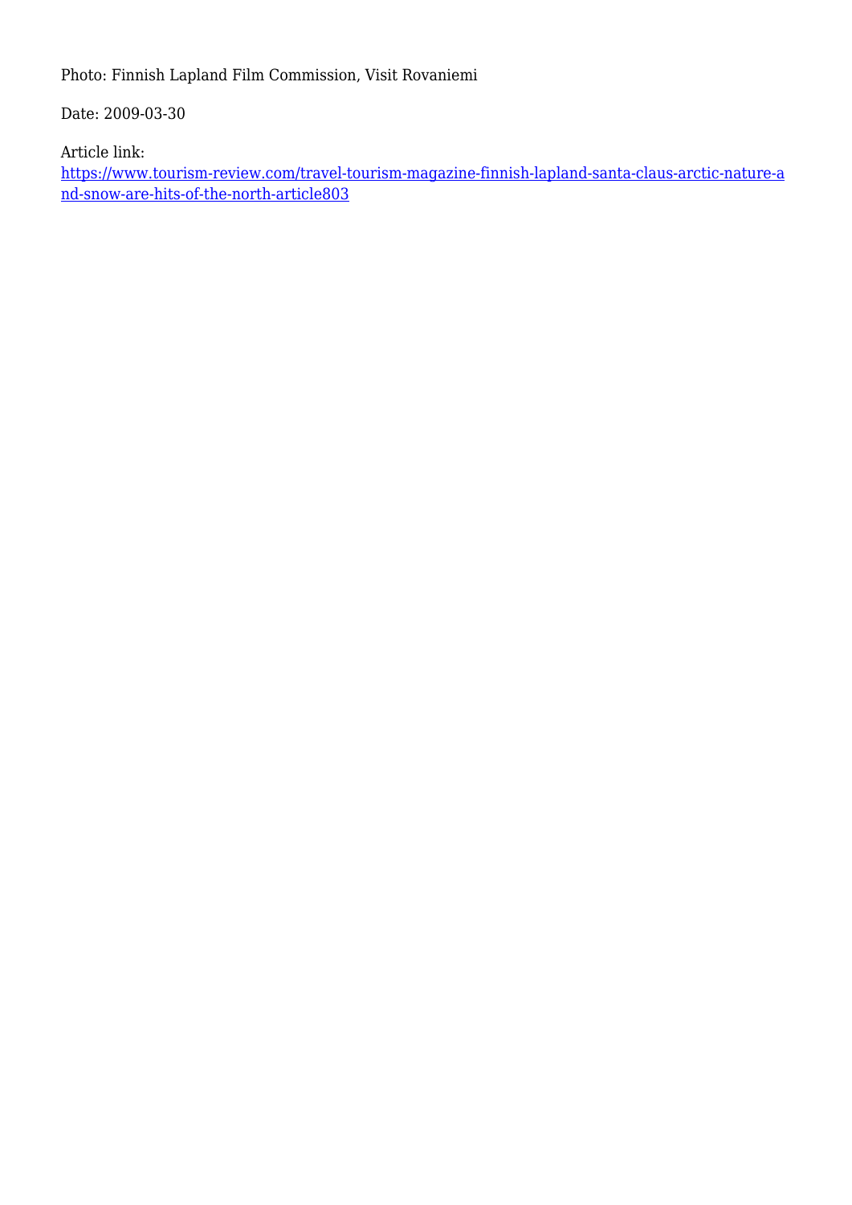Photo: Finnish Lapland Film Commission, Visit Rovaniemi

Date: 2009-03-30

Article link:
[https://www.tourism-review.com/travel-tourism-magazine-finnish-lapland-santa-claus-arctic-nature-and-snow-are-hits-of-the-north-article803](https://www.tourism-review.com/travel-tourism-magazine-finnish-lapland-santa-claus-arctic-nature-and-snow-are-hits-of-the-north-article803)